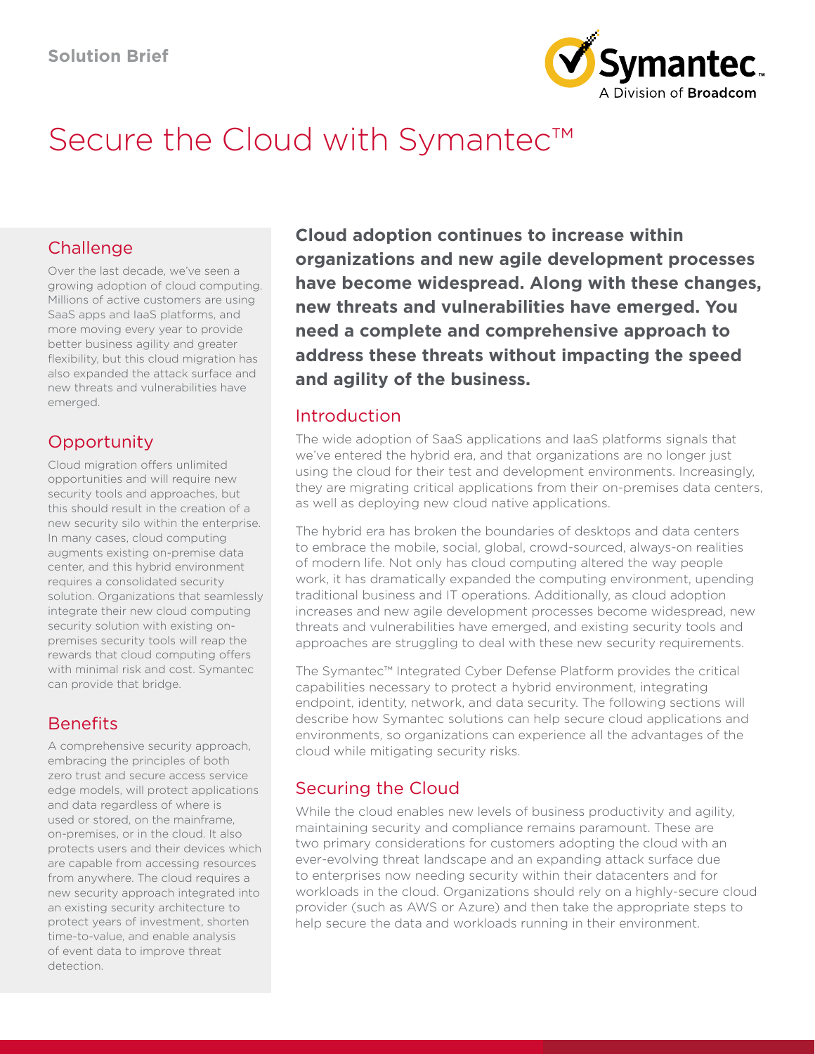Solution Brief

# Secure the Cloud with Symantec™

## Challenge

Over the last decade, we've seen a growing adoption of cloud computing. Millions of active customers are using SaaS apps and IaaS platforms, and more moving every year to provide better business agility and greater flexibility, but this cloud migration has also expanded the attack surface and new threats and vulnerabilities have emerged.

## Opportunity

Cloud migration offers unlimited opportunities and will require new security tools and approaches, but this should result in the creation of a new security silo within the enterprise. In many cases, cloud computing augments existing on-premise data center, and this hybrid environment requires a consolidated security solution. Organizations that seamlessly integrate their new cloud computing security solution with existing on-premises security tools will reap the rewards that cloud computing offers with minimal risk and cost. Symantec can provide that bridge.

## Benefits

A comprehensive security approach, embracing the principles of both zero trust and secure access service edge models, will protect applications and data regardless of where is used or stored, on the mainframe, on-premises, or in the cloud. It also protects users and their devices which are capable from accessing resources from anywhere. The cloud requires a new security approach integrated into an existing security architecture to protect years of investment, shorten time-to-value, and enable analysis of event data to improve threat detection.

**Cloud adoption continues to increase within organizations and new agile development processes have become widespread. Along with these changes, new threats and vulnerabilities have emerged. You need a complete and comprehensive approach to address these threats without impacting the speed and agility of the business.**

## Introduction

The wide adoption of SaaS applications and IaaS platforms signals that we've entered the hybrid era, and that organizations are no longer just using the cloud for their test and development environments. Increasingly, they are migrating critical applications from their on-premises data centers, as well as deploying new cloud native applications.

The hybrid era has broken the boundaries of desktops and data centers to embrace the mobile, social, global, crowd-sourced, always-on realities of modern life. Not only has cloud computing altered the way people work, it has dramatically expanded the computing environment, upending traditional business and IT operations. Additionally, as cloud adoption increases and new agile development processes become widespread, new threats and vulnerabilities have emerged, and existing security tools and approaches are struggling to deal with these new security requirements.

The Symantec™ Integrated Cyber Defense Platform provides the critical capabilities necessary to protect a hybrid environment, integrating endpoint, identity, network, and data security. The following sections will describe how Symantec solutions can help secure cloud applications and environments, so organizations can experience all the advantages of the cloud while mitigating security risks.

## Securing the Cloud

While the cloud enables new levels of business productivity and agility, maintaining security and compliance remains paramount. These are two primary considerations for customers adopting the cloud with an ever-evolving threat landscape and an expanding attack surface due to enterprises now needing security within their datacenters and for workloads in the cloud. Organizations should rely on a highly-secure cloud provider (such as AWS or Azure) and then take the appropriate steps to help secure the data and workloads running in their environment.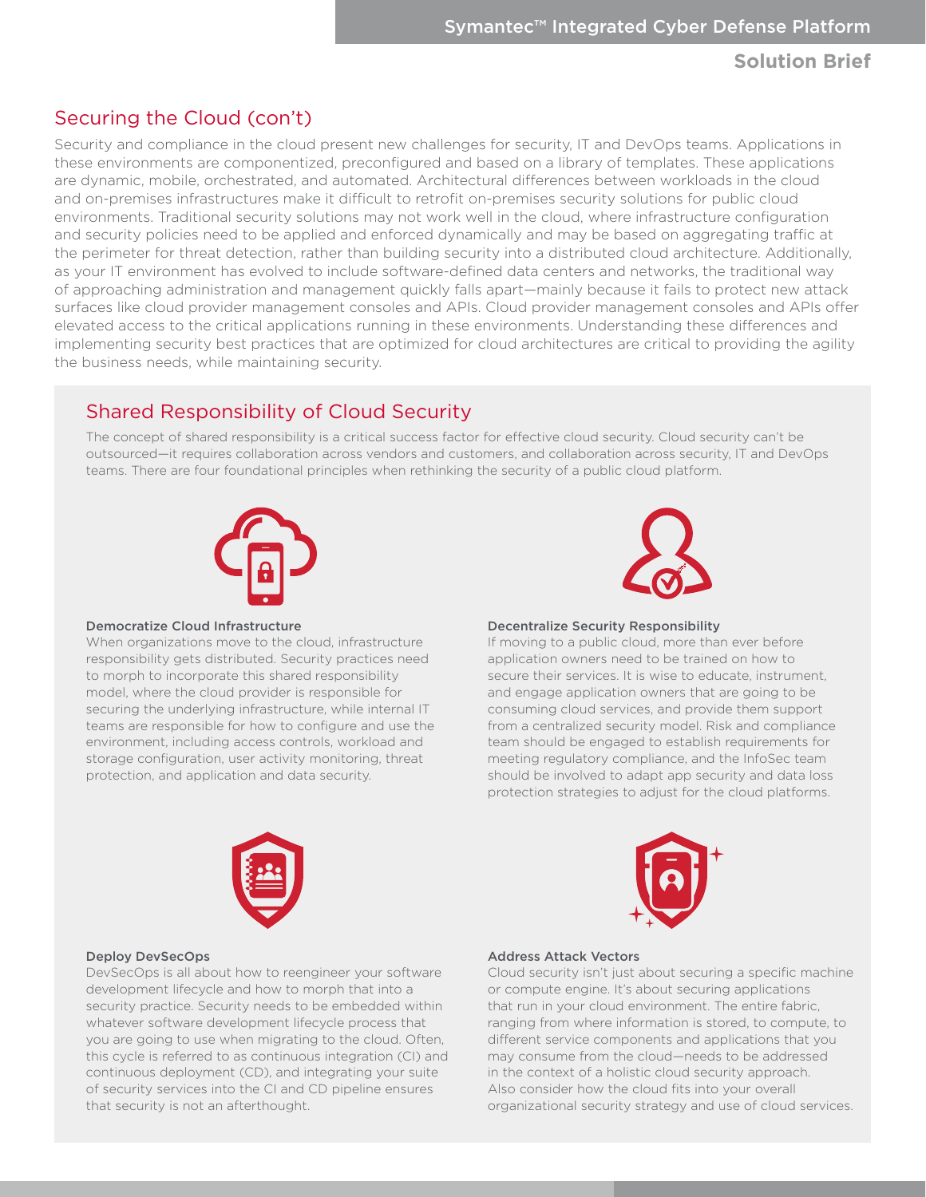## Securing the Cloud (con't)

Security and compliance in the cloud present new challenges for security, IT and DevOps teams. Applications in these environments are componentized, preconfigured and based on a library of templates. These applications are dynamic, mobile, orchestrated, and automated. Architectural differences between workloads in the cloud and on-premises infrastructures make it difficult to retrofit on-premises security solutions for public cloud environments. Traditional security solutions may not work well in the cloud, where infrastructure configuration and security policies need to be applied and enforced dynamically and may be based on aggregating traffic at the perimeter for threat detection, rather than building security into a distributed cloud architecture. Additionally, as your IT environment has evolved to include software-defined data centers and networks, the traditional way of approaching administration and management quickly falls apart—mainly because it fails to protect new attack surfaces like cloud provider management consoles and APIs. Cloud provider management consoles and APIs offer elevated access to the critical applications running in these environments. Understanding these differences and implementing security best practices that are optimized for cloud architectures are critical to providing the agility the business needs, while maintaining security.

## Shared Responsibility of Cloud Security

The concept of shared responsibility is a critical success factor for effective cloud security. Cloud security can't be outsourced—it requires collaboration across vendors and customers, and collaboration across security, IT and DevOps teams. There are four foundational principles when rethinking the security of a public cloud platform.

### Democratize Cloud Infrastructure

When organizations move to the cloud, infrastructure responsibility gets distributed. Security practices need to morph to incorporate this shared responsibility model, where the cloud provider is responsible for securing the underlying infrastructure, while internal IT teams are responsible for how to configure and use the environment, including access controls, workload and storage configuration, user activity monitoring, threat protection, and application and data security.

### Decentralize Security Responsibility

If moving to a public cloud, more than ever before application owners need to be trained on how to secure their services. It is wise to educate, instrument, and engage application owners that are going to be consuming cloud services, and provide them support from a centralized security model. Risk and compliance team should be engaged to establish requirements for meeting regulatory compliance, and the InfoSec team should be involved to adapt app security and data loss protection strategies to adjust for the cloud platforms.

### Deploy DevSecOps

DevSecOps is all about how to reengineer your software development lifecycle and how to morph that into a security practice. Security needs to be embedded within whatever software development lifecycle process that you are going to use when migrating to the cloud. Often, this cycle is referred to as continuous integration (CI) and continuous deployment (CD), and integrating your suite of security services into the CI and CD pipeline ensures that security is not an afterthought.

### Address Attack Vectors

Cloud security isn't just about securing a specific machine or compute engine. It's about securing applications that run in your cloud environment. The entire fabric, ranging from where information is stored, to compute, to different service components and applications that you may consume from the cloud—needs to be addressed in the context of a holistic cloud security approach. Also consider how the cloud fits into your overall organizational security strategy and use of cloud services.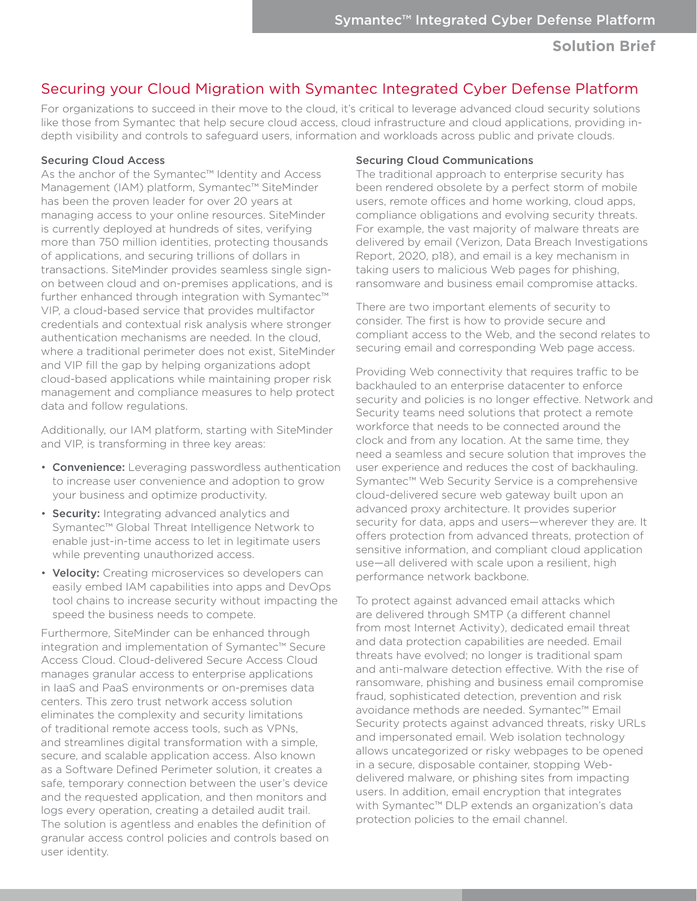## Securing your Cloud Migration with Symantec Integrated Cyber Defense Platform

For organizations to succeed in their move to the cloud, it's critical to leverage advanced cloud security solutions like those from Symantec that help secure cloud access, cloud infrastructure and cloud applications, providing in-depth visibility and controls to safeguard users, information and workloads across public and private clouds.

### Securing Cloud Access

As the anchor of the Symantec™ Identity and Access Management (IAM) platform, Symantec™ SiteMinder has been the proven leader for over 20 years at managing access to your online resources. SiteMinder is currently deployed at hundreds of sites, verifying more than 750 million identities, protecting thousands of applications, and securing trillions of dollars in transactions. SiteMinder provides seamless single sign-on between cloud and on-premises applications, and is further enhanced through integration with Symantec™ VIP, a cloud-based service that provides multifactor credentials and contextual risk analysis where stronger authentication mechanisms are needed. In the cloud, where a traditional perimeter does not exist, SiteMinder and VIP fill the gap by helping organizations adopt cloud-based applications while maintaining proper risk management and compliance measures to help protect data and follow regulations.

Additionally, our IAM platform, starting with SiteMinder and VIP, is transforming in three key areas:

- **Convenience:** Leveraging passwordless authentication to increase user convenience and adoption to grow your business and optimize productivity.
- **Security:** Integrating advanced analytics and Symantec™ Global Threat Intelligence Network to enable just-in-time access to let in legitimate users while preventing unauthorized access.
- **Velocity:** Creating microservices so developers can easily embed IAM capabilities into apps and DevOps tool chains to increase security without impacting the speed the business needs to compete.

Furthermore, SiteMinder can be enhanced through integration and implementation of Symantec™ Secure Access Cloud. Cloud-delivered Secure Access Cloud manages granular access to enterprise applications in IaaS and PaaS environments or on-premises data centers. This zero trust network access solution eliminates the complexity and security limitations of traditional remote access tools, such as VPNs, and streamlines digital transformation with a simple, secure, and scalable application access. Also known as a Software Defined Perimeter solution, it creates a safe, temporary connection between the user's device and the requested application, and then monitors and logs every operation, creating a detailed audit trail. The solution is agentless and enables the definition of granular access control policies and controls based on user identity.

### Securing Cloud Communications

The traditional approach to enterprise security has been rendered obsolete by a perfect storm of mobile users, remote offices and home working, cloud apps, compliance obligations and evolving security threats. For example, the vast majority of malware threats are delivered by email (Verizon, Data Breach Investigations Report, 2020, p18), and email is a key mechanism in taking users to malicious Web pages for phishing, ransomware and business email compromise attacks.

There are two important elements of security to consider. The first is how to provide secure and compliant access to the Web, and the second relates to securing email and corresponding Web page access.

Providing Web connectivity that requires traffic to be backhauled to an enterprise datacenter to enforce security and policies is no longer effective. Network and Security teams need solutions that protect a remote workforce that needs to be connected around the clock and from any location. At the same time, they need a seamless and secure solution that improves the user experience and reduces the cost of backhauling. Symantec™ Web Security Service is a comprehensive cloud-delivered secure web gateway built upon an advanced proxy architecture. It provides superior security for data, apps and users—wherever they are. It offers protection from advanced threats, protection of sensitive information, and compliant cloud application use—all delivered with scale upon a resilient, high performance network backbone.

To protect against advanced email attacks which are delivered through SMTP (a different channel from most Internet Activity), dedicated email threat and data protection capabilities are needed. Email threats have evolved; no longer is traditional spam and anti-malware detection effective. With the rise of ransomware, phishing and business email compromise fraud, sophisticated detection, prevention and risk avoidance methods are needed. Symantec™ Email Security protects against advanced threats, risky URLs and impersonated email. Web isolation technology allows uncategorized or risky webpages to be opened in a secure, disposable container, stopping Web-delivered malware, or phishing sites from impacting users. In addition, email encryption that integrates with Symantec™ DLP extends an organization's data protection policies to the email channel.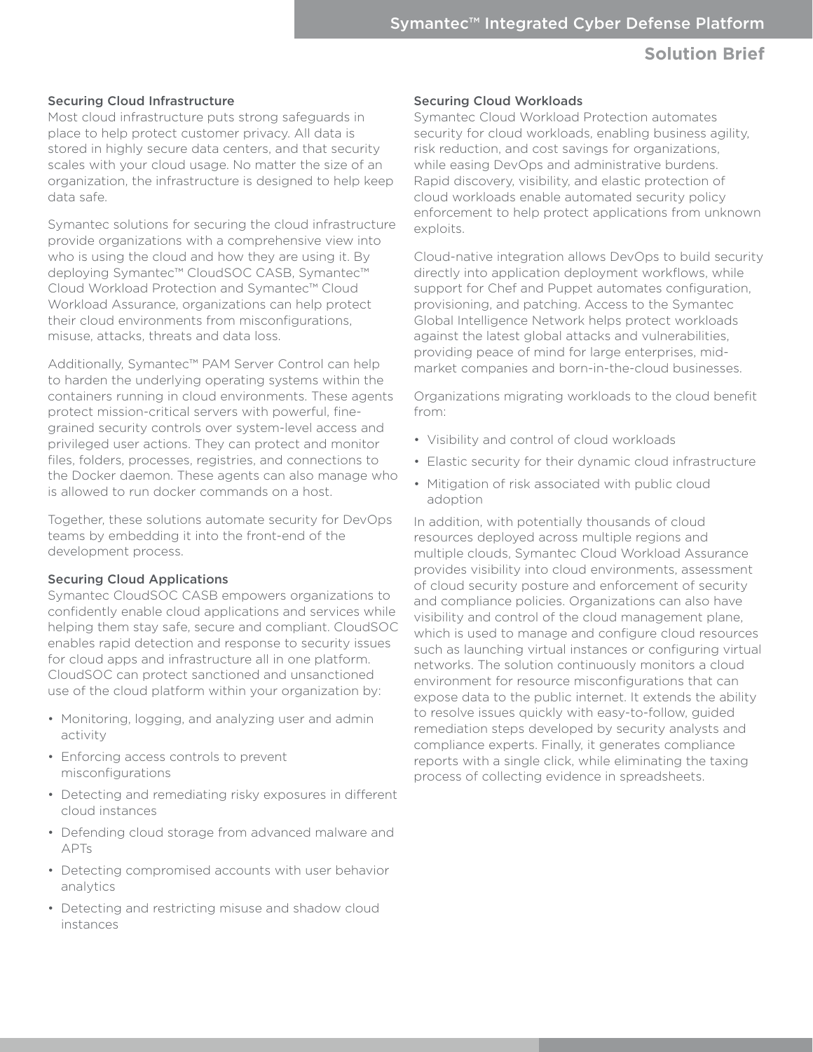### Securing Cloud Infrastructure

Most cloud infrastructure puts strong safeguards in place to help protect customer privacy. All data is stored in highly secure data centers, and that security scales with your cloud usage. No matter the size of an organization, the infrastructure is designed to help keep data safe.

Symantec solutions for securing the cloud infrastructure provide organizations with a comprehensive view into who is using the cloud and how they are using it. By deploying Symantec™ CloudSOC CASB, Symantec™ Cloud Workload Protection and Symantec™ Cloud Workload Assurance, organizations can help protect their cloud environments from misconfigurations, misuse, attacks, threats and data loss.

Additionally, Symantec™ PAM Server Control can help to harden the underlying operating systems within the containers running in cloud environments. These agents protect mission-critical servers with powerful, fine-grained security controls over system-level access and privileged user actions. They can protect and monitor files, folders, processes, registries, and connections to the Docker daemon. These agents can also manage who is allowed to run docker commands on a host.

Together, these solutions automate security for DevOps teams by embedding it into the front-end of the development process.

### Securing Cloud Applications

Symantec CloudSOC CASB empowers organizations to confidently enable cloud applications and services while helping them stay safe, secure and compliant. CloudSOC enables rapid detection and response to security issues for cloud apps and infrastructure all in one platform. CloudSOC can protect sanctioned and unsanctioned use of the cloud platform within your organization by:

- Monitoring, logging, and analyzing user and admin activity
- Enforcing access controls to prevent misconfigurations
- Detecting and remediating risky exposures in different cloud instances
- Defending cloud storage from advanced malware and APTs
- Detecting compromised accounts with user behavior analytics
- Detecting and restricting misuse and shadow cloud instances

### Securing Cloud Workloads

Symantec Cloud Workload Protection automates security for cloud workloads, enabling business agility, risk reduction, and cost savings for organizations, while easing DevOps and administrative burdens. Rapid discovery, visibility, and elastic protection of cloud workloads enable automated security policy enforcement to help protect applications from unknown exploits.

Cloud-native integration allows DevOps to build security directly into application deployment workflows, while support for Chef and Puppet automates configuration, provisioning, and patching. Access to the Symantec Global Intelligence Network helps protect workloads against the latest global attacks and vulnerabilities, providing peace of mind for large enterprises, mid-market companies and born-in-the-cloud businesses.

Organizations migrating workloads to the cloud benefit from:

- Visibility and control of cloud workloads
- Elastic security for their dynamic cloud infrastructure
- Mitigation of risk associated with public cloud adoption

In addition, with potentially thousands of cloud resources deployed across multiple regions and multiple clouds, Symantec Cloud Workload Assurance provides visibility into cloud environments, assessment of cloud security posture and enforcement of security and compliance policies. Organizations can also have visibility and control of the cloud management plane, which is used to manage and configure cloud resources such as launching virtual instances or configuring virtual networks. The solution continuously monitors a cloud environment for resource misconfigurations that can expose data to the public internet. It extends the ability to resolve issues quickly with easy-to-follow, guided remediation steps developed by security analysts and compliance experts. Finally, it generates compliance reports with a single click, while eliminating the taxing process of collecting evidence in spreadsheets.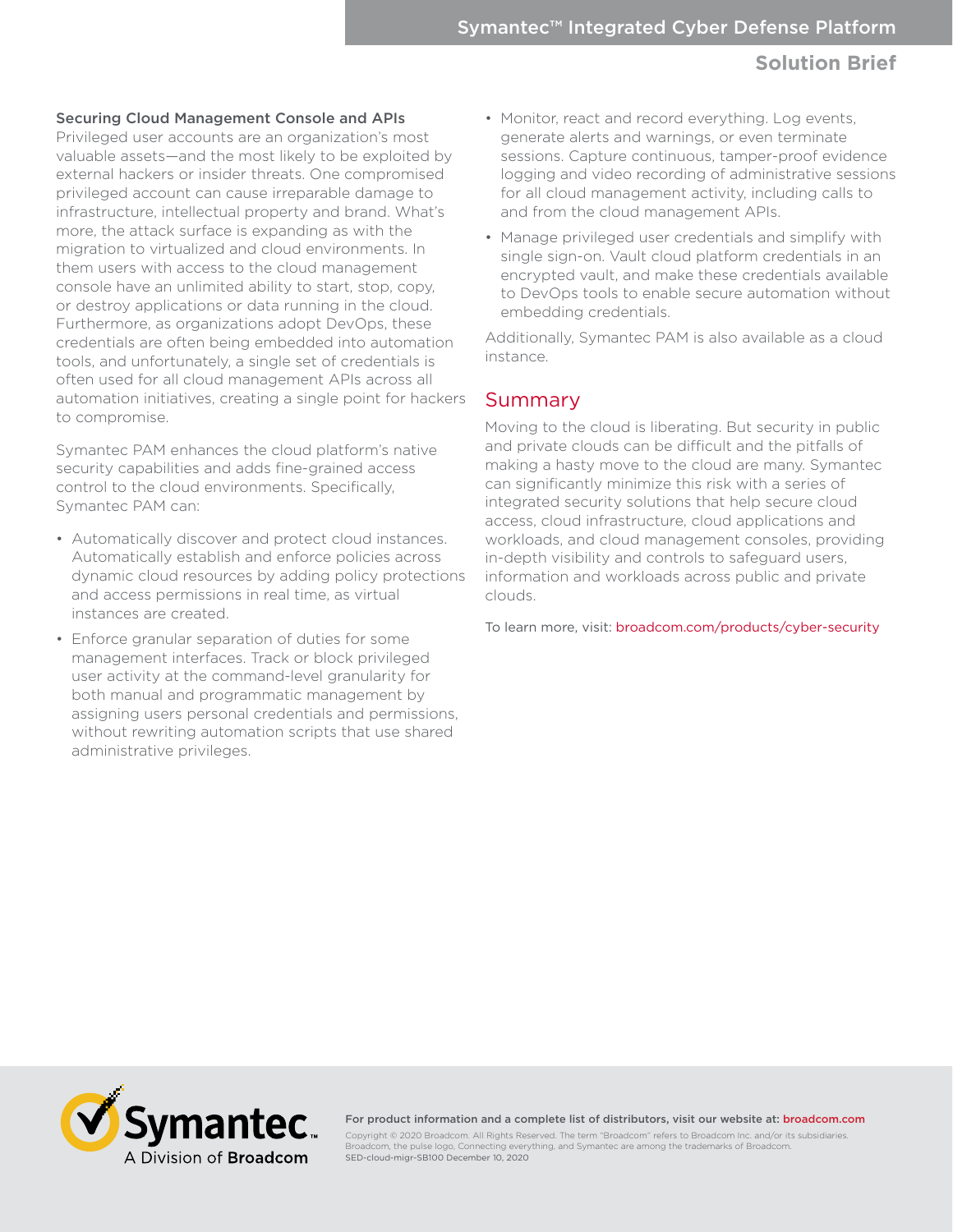### Securing Cloud Management Console and APIs

Privileged user accounts are an organization's most valuable assets—and the most likely to be exploited by external hackers or insider threats. One compromised privileged account can cause irreparable damage to infrastructure, intellectual property and brand. What's more, the attack surface is expanding as with the migration to virtualized and cloud environments. In them users with access to the cloud management console have an unlimited ability to start, stop, copy, or destroy applications or data running in the cloud. Furthermore, as organizations adopt DevOps, these credentials are often being embedded into automation tools, and unfortunately, a single set of credentials is often used for all cloud management APIs across all automation initiatives, creating a single point for hackers to compromise.

Symantec PAM enhances the cloud platform's native security capabilities and adds fine-grained access control to the cloud environments. Specifically, Symantec PAM can:

- Automatically discover and protect cloud instances. Automatically establish and enforce policies across dynamic cloud resources by adding policy protections and access permissions in real time, as virtual instances are created.
- Enforce granular separation of duties for some management interfaces. Track or block privileged user activity at the command-level granularity for both manual and programmatic management by assigning users personal credentials and permissions, without rewriting automation scripts that use shared administrative privileges.
- Monitor, react and record everything. Log events, generate alerts and warnings, or even terminate sessions. Capture continuous, tamper-proof evidence logging and video recording of administrative sessions for all cloud management activity, including calls to and from the cloud management APIs.
- Manage privileged user credentials and simplify with single sign-on. Vault cloud platform credentials in an encrypted vault, and make these credentials available to DevOps tools to enable secure automation without embedding credentials.

Additionally, Symantec PAM is also available as a cloud instance.

## Summary

Moving to the cloud is liberating. But security in public and private clouds can be difficult and the pitfalls of making a hasty move to the cloud are many. Symantec can significantly minimize this risk with a series of integrated security solutions that help secure cloud access, cloud infrastructure, cloud applications and workloads, and cloud management consoles, providing in-depth visibility and controls to safeguard users, information and workloads across public and private clouds.

To learn more, visit: broadcom.com/products/cyber-security

Symantec. A Division of Broadcom

**For product information and a complete list of distributors, visit our website at:** broadcom.com

Copyright © 2020 Broadcom. All Rights Reserved. The term "Broadcom" refers to Broadcom Inc. and/or its subsidiaries. Broadcom, the pulse logo, Connecting everything, and Symantec are among the trademarks of Broadcom.
SED-cloud-migr-SB100 December 10, 2020